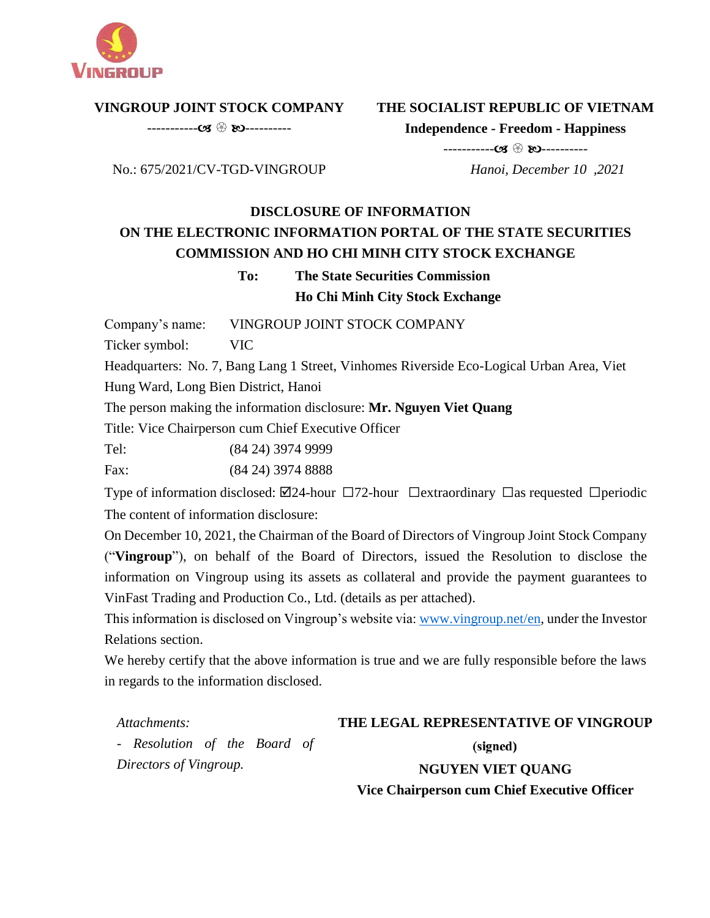VINGROUP

**VINGROUP JOINT STOCK COMPANY**

-----------cs ❀ ≈----------

**THE SOCIALIST REPUBLIC OF VIETNAM**

**Independence - Freedom - Happiness**

-----------cs ❀ ≈----------

No.: 675/2021/CV-TGD-VINGROUP

*Hanoi, December 10 ,2021*

## DISCLOSURE OF INFORMATION
## ON THE ELECTRONIC INFORMATION PORTAL OF THE STATE SECURITIES COMMISSION AND HO CHI MINH CITY STOCK EXCHANGE

**To: The State Securities Commission**
**Ho Chi Minh City Stock Exchange**

Company's name: VINGROUP JOINT STOCK COMPANY

Ticker symbol: VIC

Headquarters: No. 7, Bang Lang 1 Street, Vinhomes Riverside Eco-Logical Urban Area, Viet Hung Ward, Long Bien District, Hanoi

The person making the information disclosure: **Mr. Nguyen Viet Quang**

Title: Vice Chairperson cum Chief Executive Officer

Tel: (84 24) 3974 9999

Fax: (84 24) 3974 8888

Type of information disclosed: ☑24-hour ☐72-hour ☐extraordinary ☐as requested ☐periodic

The content of information disclosure:

On December 10, 2021, the Chairman of the Board of Directors of Vingroup Joint Stock Company ("**Vingroup**"), on behalf of the Board of Directors, issued the Resolution to disclose the information on Vingroup using its assets as collateral and provide the payment guarantees to VinFast Trading and Production Co., Ltd. (details as per attached).

This information is disclosed on Vingroup's website via: www.vingroup.net/en, under the Investor Relations section.

We hereby certify that the above information is true and we are fully responsible before the laws in regards to the information disclosed.

*Attachments:*

*- Resolution of the Board of Directors of Vingroup.*

**THE LEGAL REPRESENTATIVE OF VINGROUP**

**(signed)**

**NGUYEN VIET QUANG**

**Vice Chairperson cum Chief Executive Officer**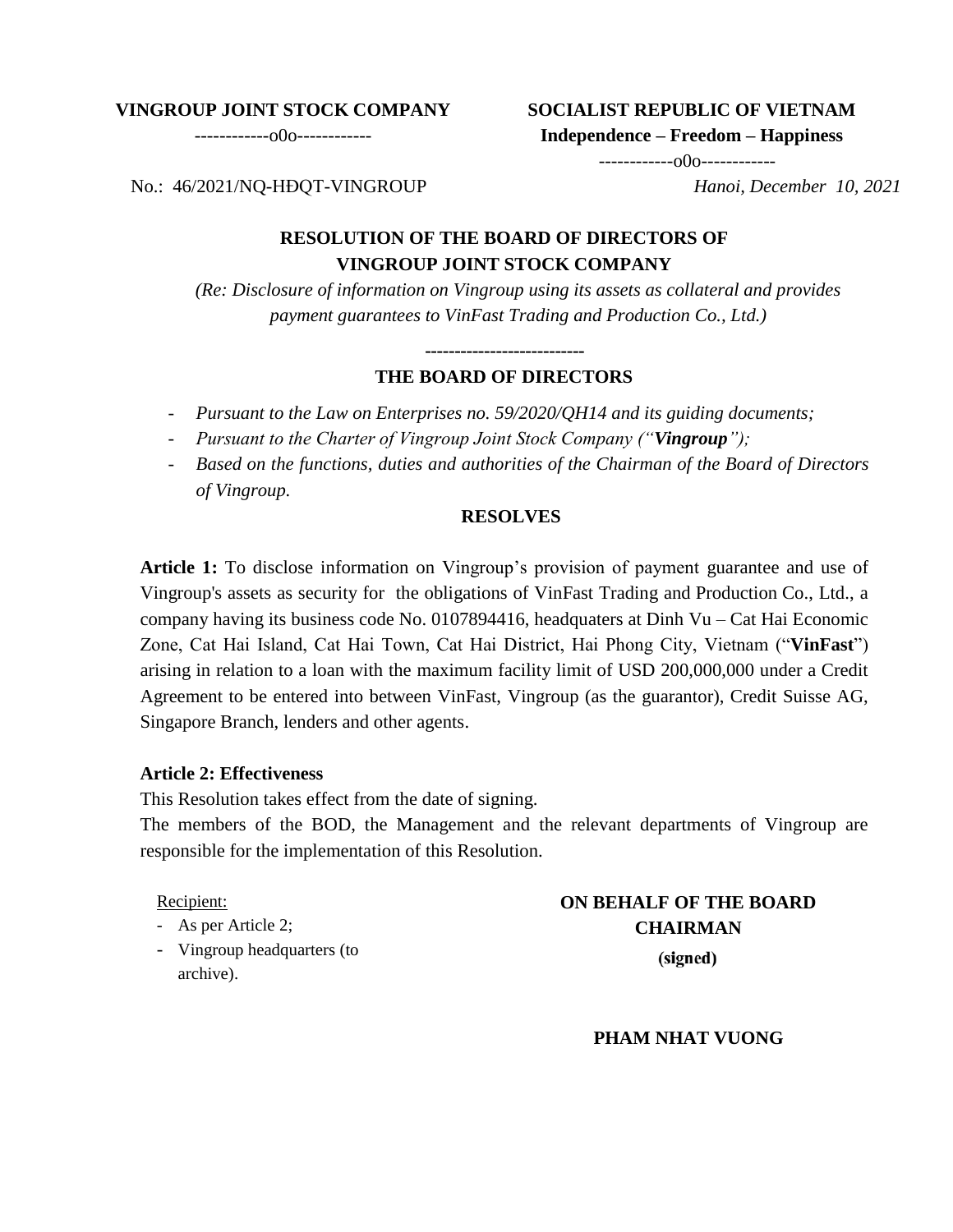**VINGROUP JOINT STOCK COMPANY**

------------o0o------------

**SOCIALIST REPUBLIC OF VIETNAM**

**Independence – Freedom – Happiness**

------------o0o------------

No.: 46/2021/NQ-HĐQT-VINGROUP

*Hanoi, December 10, 2021*

# RESOLUTION OF THE BOARD OF DIRECTORS OF VINGROUP JOINT STOCK COMPANY

*(Re: Disclosure of information on Vingroup using its assets as collateral and provides payment guarantees to VinFast Trading and Production Co., Ltd.)*

---------------------------

## THE BOARD OF DIRECTORS

- *Pursuant to the Law on Enterprises no. 59/2020/QH14 and its guiding documents;*
- *Pursuant to the Charter of Vingroup Joint Stock Company ("**Vingroup**");*
- *Based on the functions, duties and authorities of the Chairman of the Board of Directors of Vingroup.*

## RESOLVES

**Article 1:** To disclose information on Vingroup's provision of payment guarantee and use of Vingroup's assets as security for the obligations of VinFast Trading and Production Co., Ltd., a company having its business code No. 0107894416, headquaters at Dinh Vu – Cat Hai Economic Zone, Cat Hai Island, Cat Hai Town, Cat Hai District, Hai Phong City, Vietnam ("**VinFast**") arising in relation to a loan with the maximum facility limit of USD 200,000,000 under a Credit Agreement to be entered into between VinFast, Vingroup (as the guarantor), Credit Suisse AG, Singapore Branch, lenders and other agents.

**Article 2: Effectiveness**

This Resolution takes effect from the date of signing.

The members of the BOD, the Management and the relevant departments of Vingroup are responsible for the implementation of this Resolution.

Recipient:

- As per Article 2;
- Vingroup headquarters (to archive).

**ON BEHALF OF THE BOARD**

**CHAIRMAN**

**(signed)**

**PHAM NHAT VUONG**